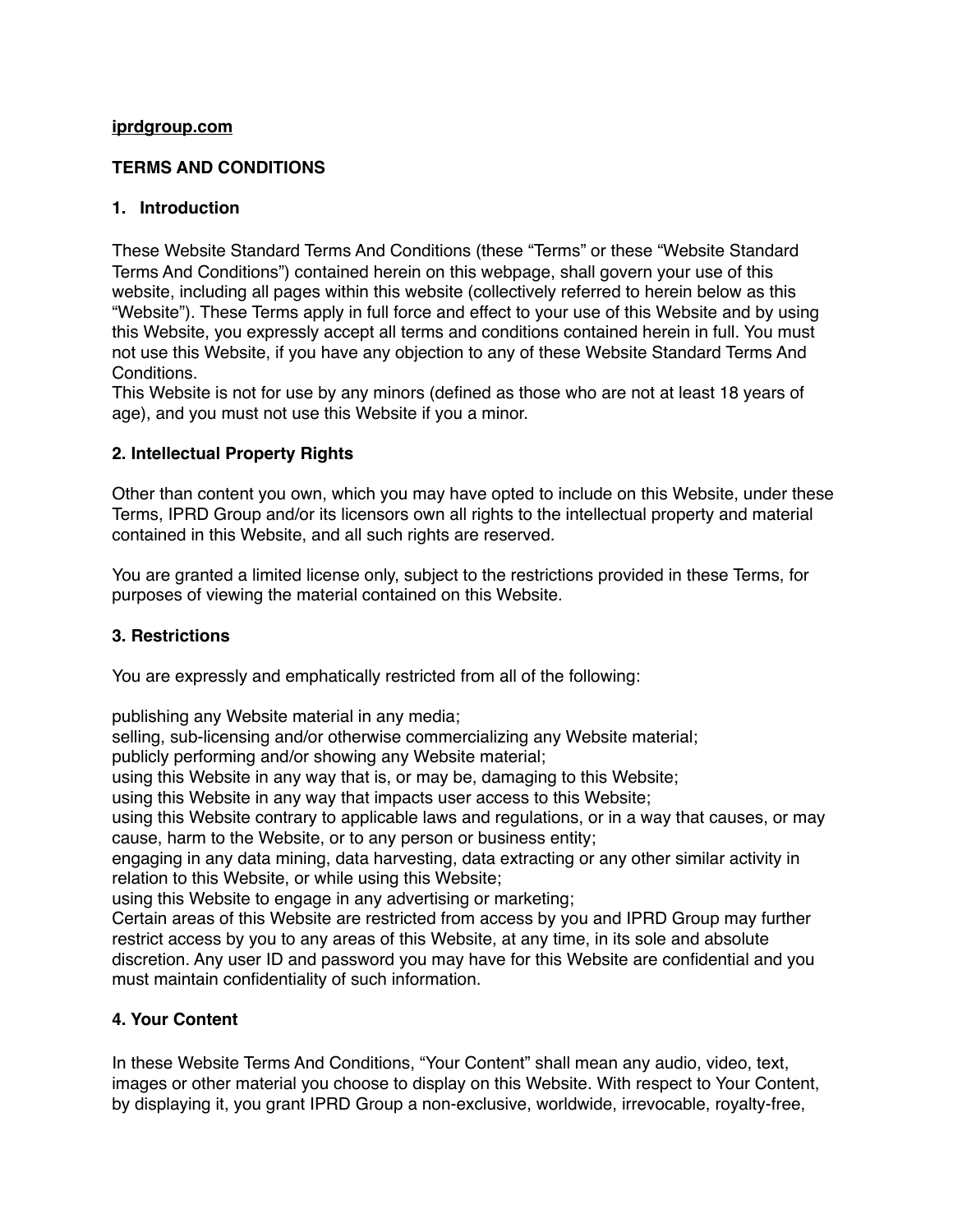**<u>iprdgroup.com</u>**

**TERMS AND CONDITIONS**

## 1. Introduction

These Website Standard Terms And Conditions (these "Terms" or these "Website Standard Terms And Conditions") contained herein on this webpage, shall govern your use of this website, including all pages within this website (collectively referred to herein below as this "Website"). These Terms apply in full force and effect to your use of this Website and by using this Website, you expressly accept all terms and conditions contained herein in full. You must not use this Website, if you have any objection to any of these Website Standard Terms And Conditions.
This Website is not for use by any minors (defined as those who are not at least 18 years of age), and you must not use this Website if you a minor.

## 2. Intellectual Property Rights

Other than content you own, which you may have opted to include on this Website, under these Terms, IPRD Group and/or its licensors own all rights to the intellectual property and material contained in this Website, and all such rights are reserved.

You are granted a limited license only, subject to the restrictions provided in these Terms, for purposes of viewing the material contained on this Website.

## 3. Restrictions

You are expressly and emphatically restricted from all of the following:

publishing any Website material in any media;
selling, sub-licensing and/or otherwise commercializing any Website material;
publicly performing and/or showing any Website material;
using this Website in any way that is, or may be, damaging to this Website;
using this Website in any way that impacts user access to this Website;
using this Website contrary to applicable laws and regulations, or in a way that causes, or may cause, harm to the Website, or to any person or business entity;
engaging in any data mining, data harvesting, data extracting or any other similar activity in relation to this Website, or while using this Website;
using this Website to engage in any advertising or marketing;
Certain areas of this Website are restricted from access by you and IPRD Group may further restrict access by you to any areas of this Website, at any time, in its sole and absolute discretion. Any user ID and password you may have for this Website are confidential and you must maintain confidentiality of such information.

## 4. Your Content

In these Website Terms And Conditions, "Your Content" shall mean any audio, video, text, images or other material you choose to display on this Website. With respect to Your Content, by displaying it, you grant IPRD Group a non-exclusive, worldwide, irrevocable, royalty-free,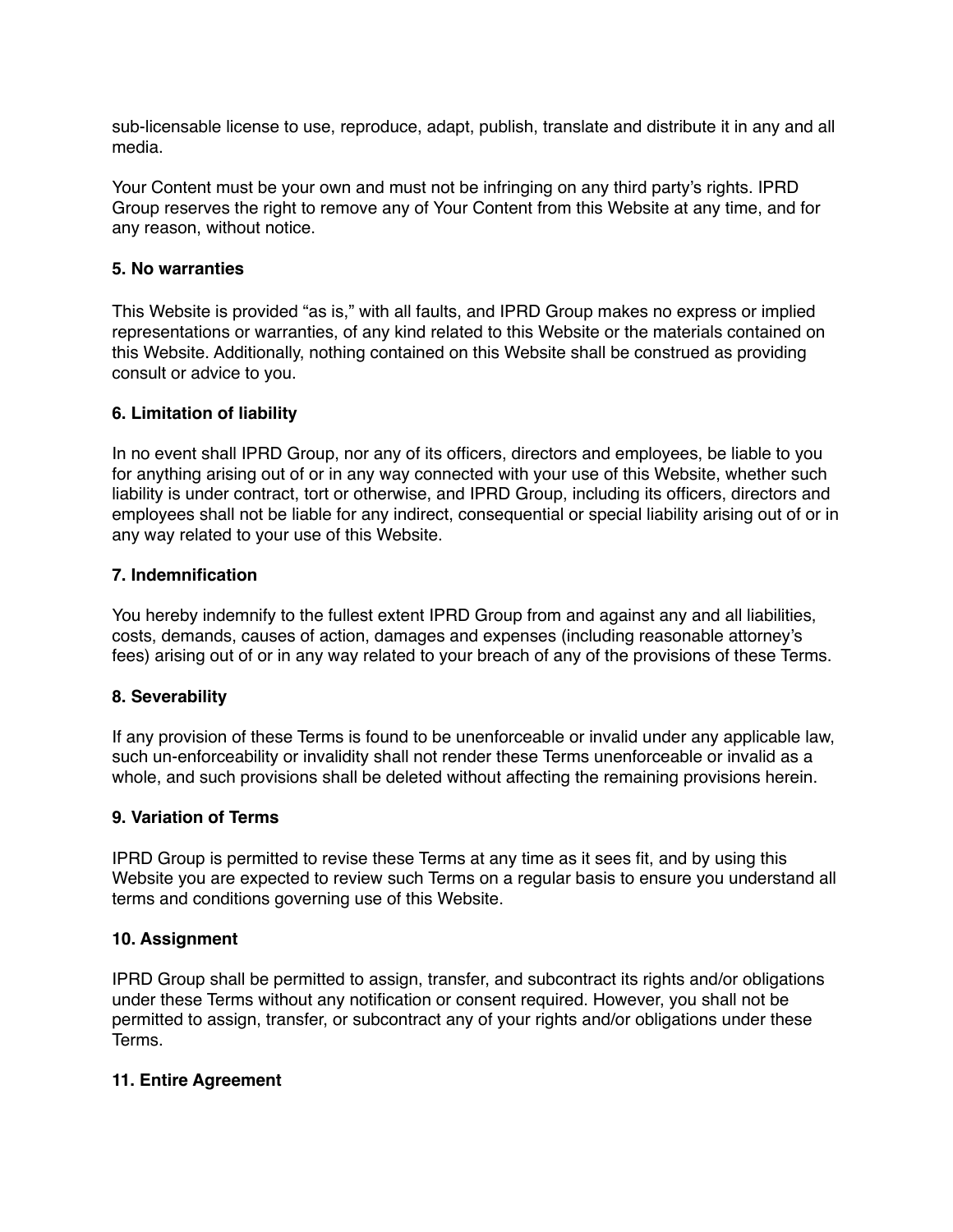sub-licensable license to use, reproduce, adapt, publish, translate and distribute it in any and all media.

Your Content must be your own and must not be infringing on any third party's rights. IPRD Group reserves the right to remove any of Your Content from this Website at any time, and for any reason, without notice.

**5. No warranties**

This Website is provided "as is," with all faults, and IPRD Group makes no express or implied representations or warranties, of any kind related to this Website or the materials contained on this Website. Additionally, nothing contained on this Website shall be construed as providing consult or advice to you.

**6. Limitation of liability**

In no event shall IPRD Group, nor any of its officers, directors and employees, be liable to you for anything arising out of or in any way connected with your use of this Website, whether such liability is under contract, tort or otherwise, and IPRD Group, including its officers, directors and employees shall not be liable for any indirect, consequential or special liability arising out of or in any way related to your use of this Website.

**7. Indemnification**

You hereby indemnify to the fullest extent IPRD Group from and against any and all liabilities, costs, demands, causes of action, damages and expenses (including reasonable attorney's fees) arising out of or in any way related to your breach of any of the provisions of these Terms.

**8. Severability**

If any provision of these Terms is found to be unenforceable or invalid under any applicable law, such un-enforceability or invalidity shall not render these Terms unenforceable or invalid as a whole, and such provisions shall be deleted without affecting the remaining provisions herein.

**9. Variation of Terms**

IPRD Group is permitted to revise these Terms at any time as it sees fit, and by using this Website you are expected to review such Terms on a regular basis to ensure you understand all terms and conditions governing use of this Website.

**10. Assignment**

IPRD Group shall be permitted to assign, transfer, and subcontract its rights and/or obligations under these Terms without any notification or consent required. However, you shall not be permitted to assign, transfer, or subcontract any of your rights and/or obligations under these Terms.

**11. Entire Agreement**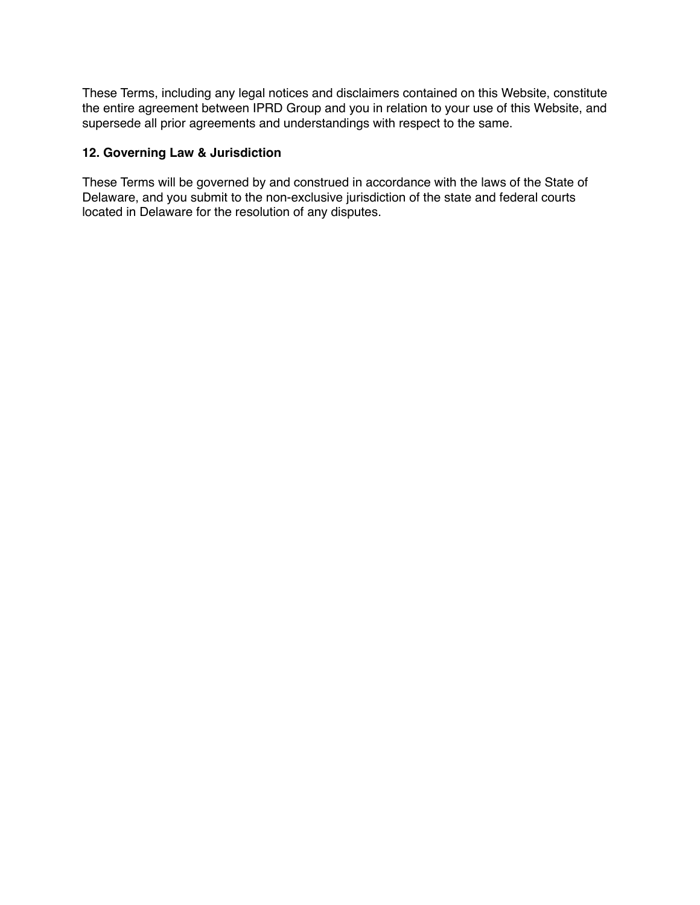These Terms, including any legal notices and disclaimers contained on this Website, constitute the entire agreement between IPRD Group and you in relation to your use of this Website, and supersede all prior agreements and understandings with respect to the same.

**12. Governing Law & Jurisdiction**

These Terms will be governed by and construed in accordance with the laws of the State of Delaware, and you submit to the non-exclusive jurisdiction of the state and federal courts located in Delaware for the resolution of any disputes.